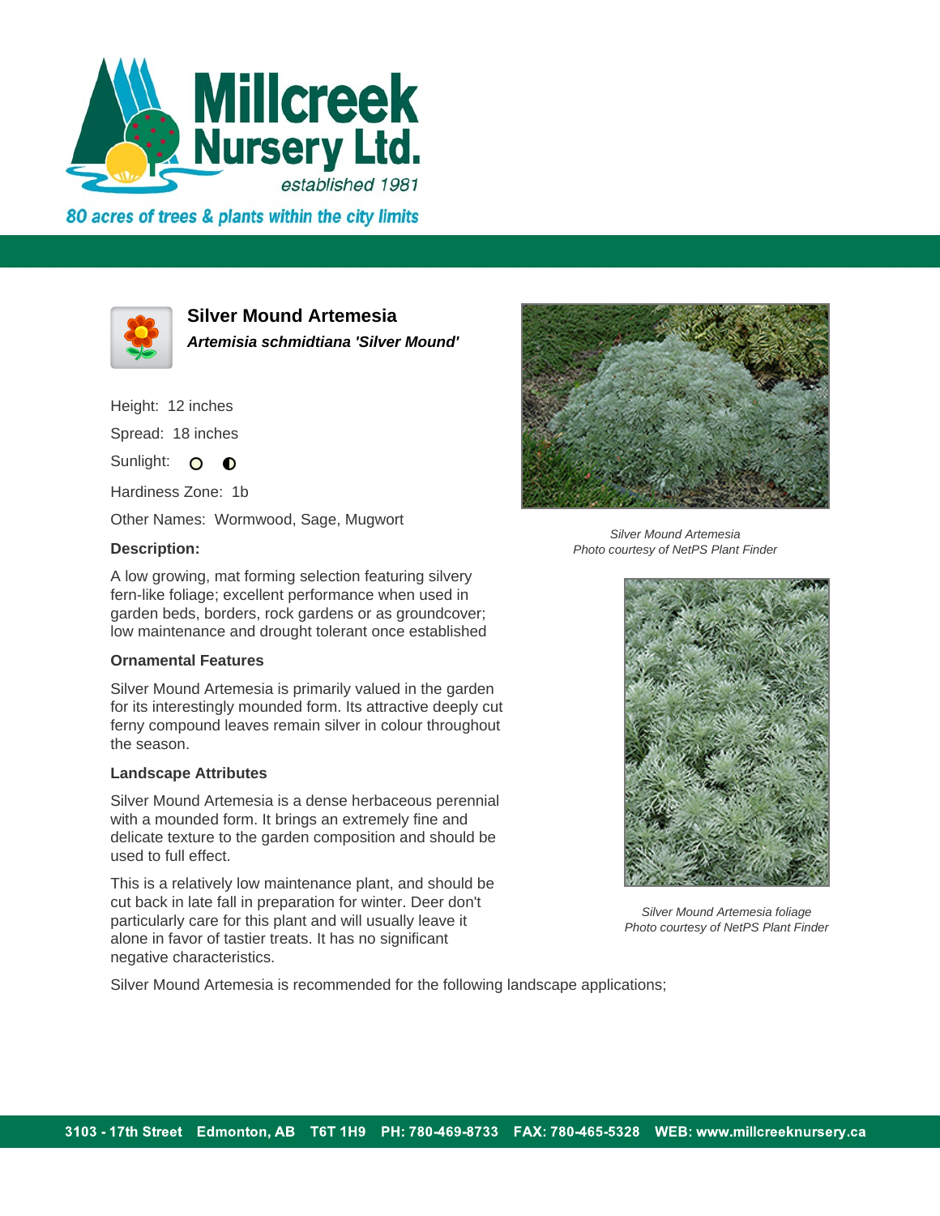# Millcreek Nursery Ltd.

*established 1981*

*80 acres of trees & plants within the city limits*

## Silver Mound Artemesia

***Artemisia schmidtiana 'Silver Mound'***

Height: 12 inches

Spread: 18 inches

Sunlight: ○ ◐

Hardiness Zone: 1b

Other Names: Wormwood, Sage, Mugwort

### Description:

A low growing, mat forming selection featuring silvery fern-like foliage; excellent performance when used in garden beds, borders, rock gardens or as groundcover; low maintenance and drought tolerant once established

### Ornamental Features

Silver Mound Artemesia is primarily valued in the garden for its interestingly mounded form. Its attractive deeply cut ferny compound leaves remain silver in colour throughout the season.

### Landscape Attributes

Silver Mound Artemesia is a dense herbaceous perennial with a mounded form. It brings an extremely fine and delicate texture to the garden composition and should be used to full effect.

This is a relatively low maintenance plant, and should be cut back in late fall in preparation for winter. Deer don't particularly care for this plant and will usually leave it alone in favor of tastier treats. It has no significant negative characteristics.

Silver Mound Artemesia is recommended for the following landscape applications;

*Silver Mound Artemesia*
*Photo courtesy of NetPS Plant Finder*

*Silver Mound Artemesia foliage*
*Photo courtesy of NetPS Plant Finder*

3103 - 17th Street Edmonton, AB T6T 1H9 PH: 780-469-8733 FAX: 780-465-5328 WEB: www.millcreeknursery.ca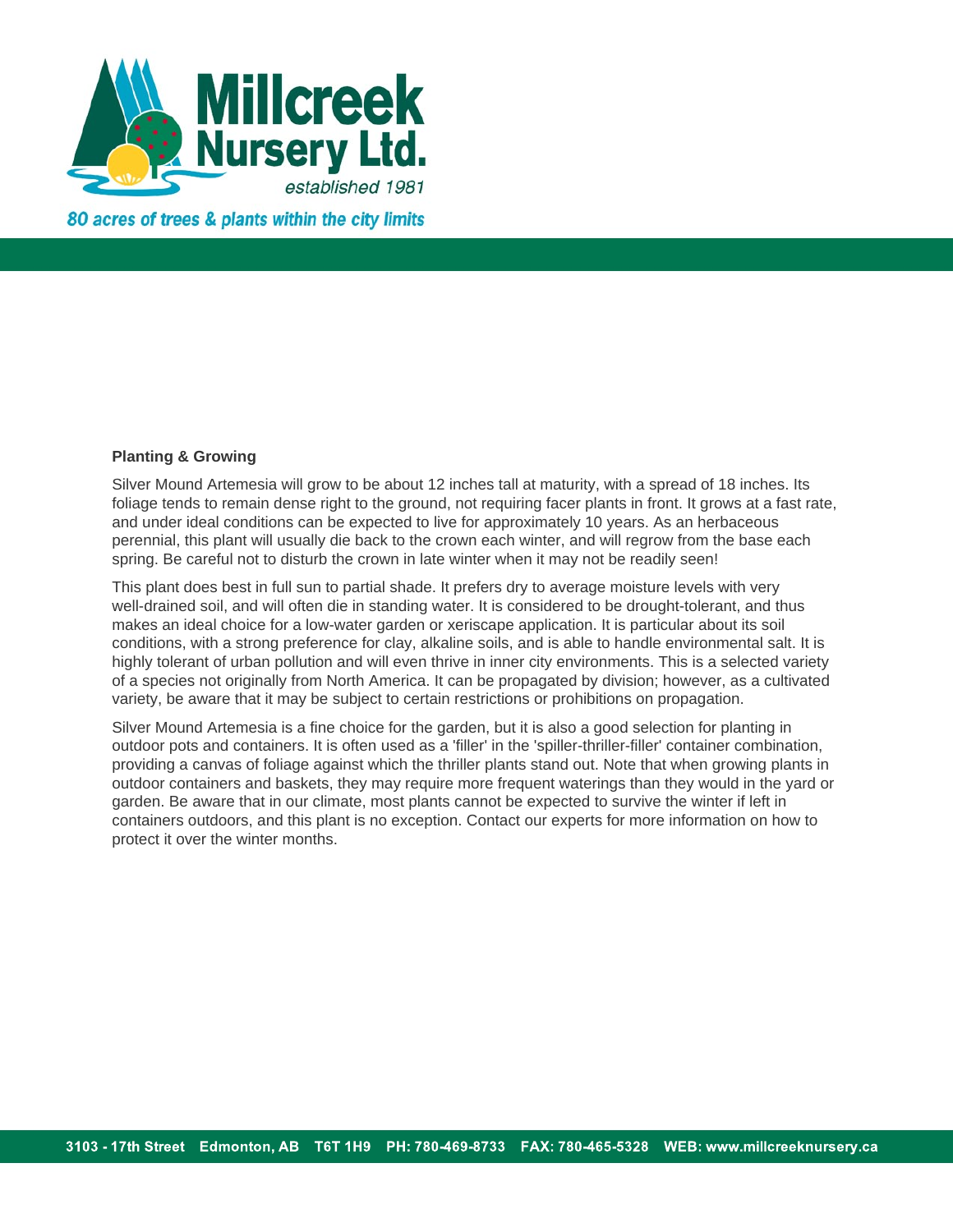**Planting & Growing**

Silver Mound Artemesia will grow to be about 12 inches tall at maturity, with a spread of 18 inches. Its foliage tends to remain dense right to the ground, not requiring facer plants in front. It grows at a fast rate, and under ideal conditions can be expected to live for approximately 10 years. As an herbaceous perennial, this plant will usually die back to the crown each winter, and will regrow from the base each spring. Be careful not to disturb the crown in late winter when it may not be readily seen!

This plant does best in full sun to partial shade. It prefers dry to average moisture levels with very well-drained soil, and will often die in standing water. It is considered to be drought-tolerant, and thus makes an ideal choice for a low-water garden or xeriscape application. It is particular about its soil conditions, with a strong preference for clay, alkaline soils, and is able to handle environmental salt. It is highly tolerant of urban pollution and will even thrive in inner city environments. This is a selected variety of a species not originally from North America. It can be propagated by division; however, as a cultivated variety, be aware that it may be subject to certain restrictions or prohibitions on propagation.

Silver Mound Artemesia is a fine choice for the garden, but it is also a good selection for planting in outdoor pots and containers. It is often used as a 'filler' in the 'spiller-thriller-filler' container combination, providing a canvas of foliage against which the thriller plants stand out. Note that when growing plants in outdoor containers and baskets, they may require more frequent waterings than they would in the yard or garden. Be aware that in our climate, most plants cannot be expected to survive the winter if left in containers outdoors, and this plant is no exception. Contact our experts for more information on how to protect it over the winter months.